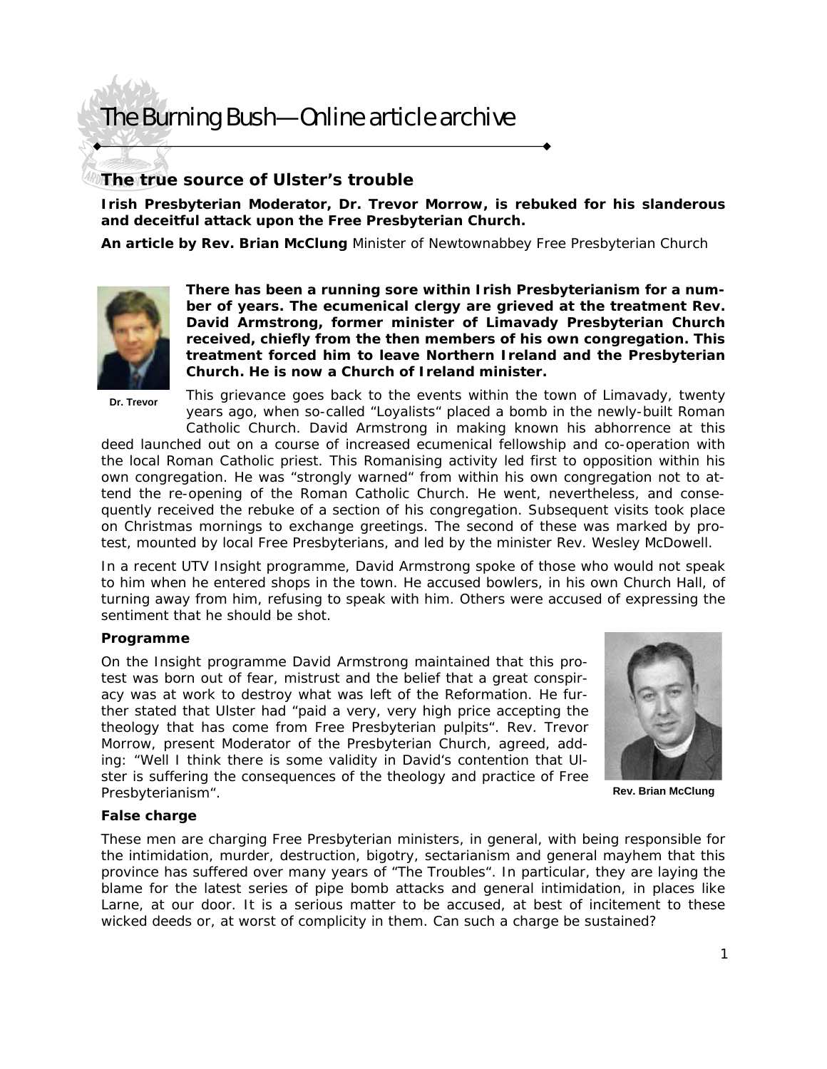# The Burning Bush—Online article archive

## The true source of Ulster's trouble

**Irish Presbyterian Moderator, Dr. Trevor Morrow, is rebuked for his slanderous and deceitful attack upon the Free Presbyterian Church.**

**An article by Rev. Brian McClung** Minister of Newtownabbey Free Presbyterian Church

Dr. Trevor

**There has been a running sore within Irish Presbyterianism for a number of years. The ecumenical clergy are grieved at the treatment Rev. David Armstrong, former minister of Limavady Presbyterian Church received, chiefly from the then members of his own congregation. This treatment forced him to leave Northern Ireland and the Presbyterian Church. He is now a Church of Ireland minister.**

This grievance goes back to the events within the town of Limavady, twenty years ago, when so-called "Loyalists" placed a bomb in the newly-built Roman Catholic Church. David Armstrong in making known his abhorrence at this deed launched out on a course of increased ecumenical fellowship and co-operation with the local Roman Catholic priest. This Romanising activity led first to opposition within his own congregation. He was "strongly warned" from within his own congregation not to attend the re-opening of the Roman Catholic Church. He went, nevertheless, and consequently received the rebuke of a section of his congregation. Subsequent visits took place on Christmas mornings to exchange greetings. The second of these was marked by protest, mounted by local Free Presbyterians, and led by the minister Rev. Wesley McDowell.

In a recent UTV Insight programme, David Armstrong spoke of those who would not speak to him when he entered shops in the town. He accused bowlers, in his own Church Hall, of turning away from him, refusing to speak with him. Others were accused of expressing the sentiment that he should be shot.

### Programme

On the Insight programme David Armstrong maintained that this protest was born out of fear, mistrust and the belief that a great conspiracy was at work to destroy what was left of the Reformation. He further stated that Ulster had "paid a very, very high price accepting the theology that has come from Free Presbyterian pulpits". Rev. Trevor Morrow, present Moderator of the Presbyterian Church, agreed, adding: "Well I think there is some validity in David's contention that Ulster is suffering the consequences of the theology and practice of Free Presbyterianism".

Rev. Brian McClung

### False charge

These men are charging Free Presbyterian ministers, in general, with being responsible for the intimidation, murder, destruction, bigotry, sectarianism and general mayhem that this province has suffered over many years of "The Troubles". In particular, they are laying the blame for the latest series of pipe bomb attacks and general intimidation, in places like Larne, at our door. It is a serious matter to be accused, at best of incitement to these wicked deeds or, at worst of complicity in them. Can such a charge be sustained?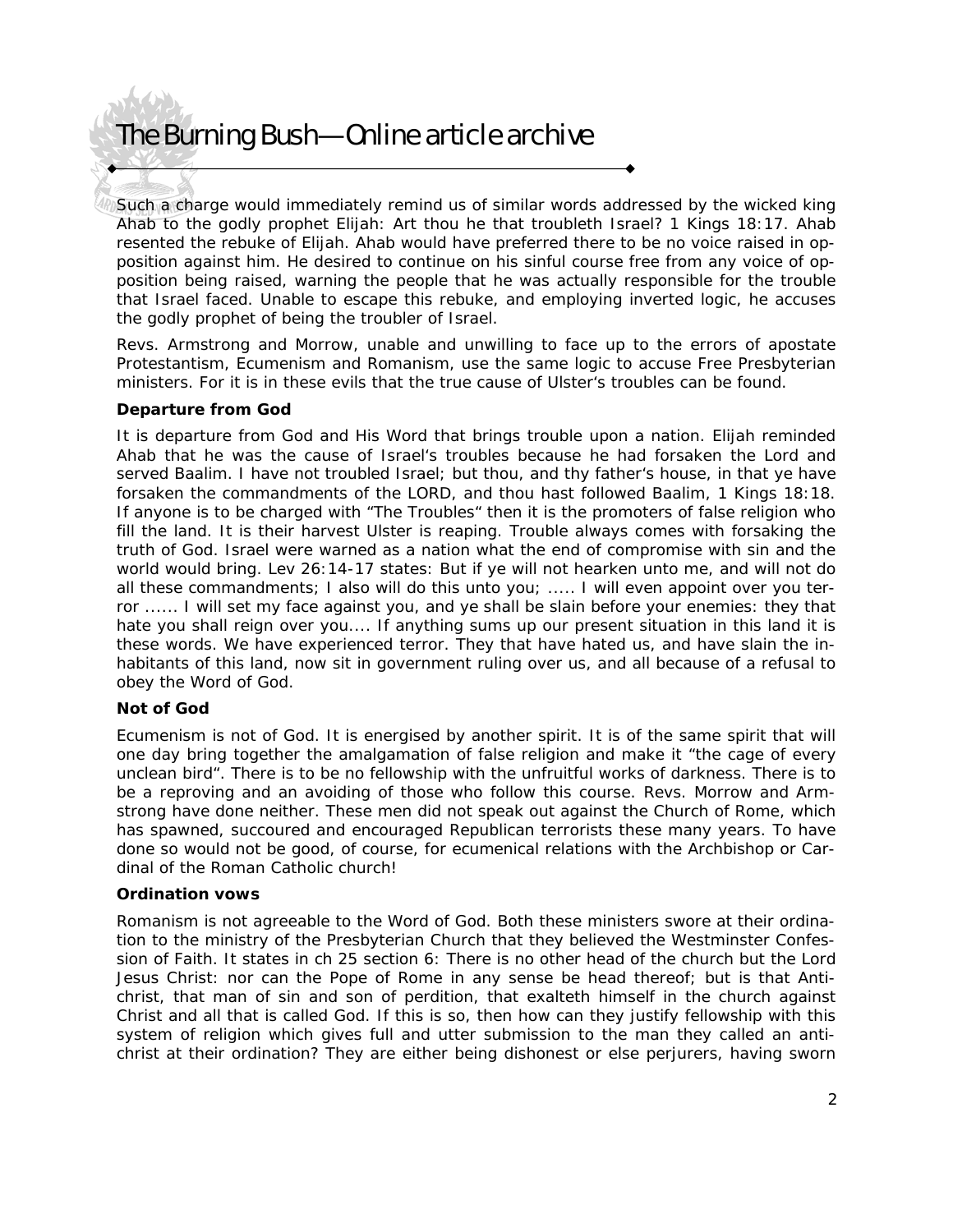Such a charge would immediately remind us of similar words addressed by the wicked king Ahab to the godly prophet Elijah: Art thou he that troubleth Israel? 1 Kings 18:17. Ahab resented the rebuke of Elijah. Ahab would have preferred there to be no voice raised in opposition against him. He desired to continue on his sinful course free from any voice of opposition being raised, warning the people that he was actually responsible for the trouble that Israel faced. Unable to escape this rebuke, and employing inverted logic, he accuses the godly prophet of being the troubler of Israel.

Revs. Armstrong and Morrow, unable and unwilling to face up to the errors of apostate Protestantism, Ecumenism and Romanism, use the same logic to accuse Free Presbyterian ministers. For it is in these evils that the true cause of Ulster's troubles can be found.

**Departure from God**

It is departure from God and His Word that brings trouble upon a nation. Elijah reminded Ahab that he was the cause of Israel's troubles because he had forsaken the Lord and served Baalim. I have not troubled Israel; but thou, and thy father's house, in that ye have forsaken the commandments of the LORD, and thou hast followed Baalim, 1 Kings 18:18. If anyone is to be charged with "The Troubles" then it is the promoters of false religion who fill the land. It is their harvest Ulster is reaping. Trouble always comes with forsaking the truth of God. Israel were warned as a nation what the end of compromise with sin and the world would bring. Lev 26:14-17 states: But if ye will not hearken unto me, and will not do all these commandments; I also will do this unto you; ..... I will even appoint over you terror ...... I will set my face against you, and ye shall be slain before your enemies: they that hate you shall reign over you.... If anything sums up our present situation in this land it is these words. We have experienced terror. They that have hated us, and have slain the inhabitants of this land, now sit in government ruling over us, and all because of a refusal to obey the Word of God.

**Not of God**

Ecumenism is not of God. It is energised by another spirit. It is of the same spirit that will one day bring together the amalgamation of false religion and make it "the cage of every unclean bird". There is to be no fellowship with the unfruitful works of darkness. There is to be a reproving and an avoiding of those who follow this course. Revs. Morrow and Armstrong have done neither. These men did not speak out against the Church of Rome, which has spawned, succoured and encouraged Republican terrorists these many years. To have done so would not be good, of course, for ecumenical relations with the Archbishop or Cardinal of the Roman Catholic church!

**Ordination vows**

Romanism is not agreeable to the Word of God. Both these ministers swore at their ordination to the ministry of the Presbyterian Church that they believed the Westminster Confession of Faith. It states in ch 25 section 6: There is no other head of the church but the Lord Jesus Christ: nor can the Pope of Rome in any sense be head thereof; but is that Antichrist, that man of sin and son of perdition, that exalteth himself in the church against Christ and all that is called God. If this is so, then how can they justify fellowship with this system of religion which gives full and utter submission to the man they called an antichrist at their ordination? They are either being dishonest or else perjurers, having sworn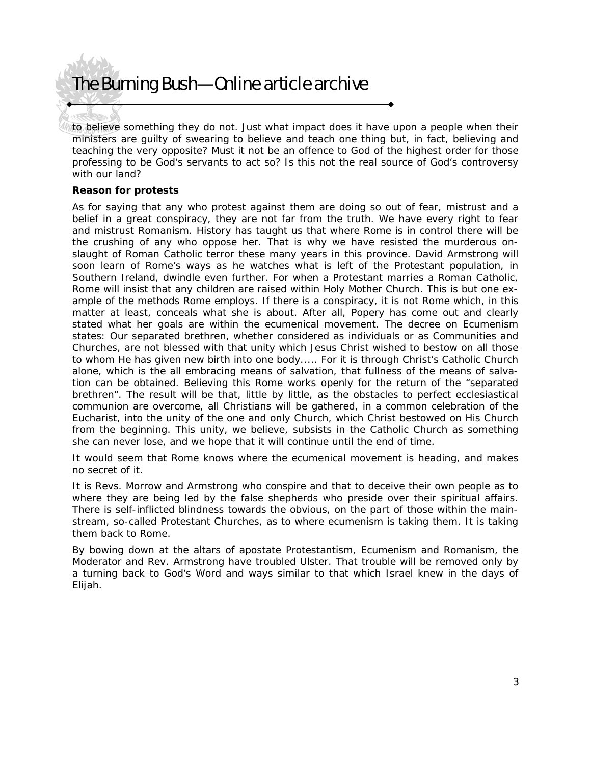to believe something they do not. Just what impact does it have upon a people when their ministers are guilty of swearing to believe and teach one thing but, in fact, believing and teaching the very opposite? Must it not be an offence to God of the highest order for those professing to be God's servants to act so? Is this not the real source of God's controversy with our land?

**Reason for protests**

As for saying that any who protest against them are doing so out of fear, mistrust and a belief in a great conspiracy, they are not far from the truth. We have every right to fear and mistrust Romanism. History has taught us that where Rome is in control there will be the crushing of any who oppose her. That is why we have resisted the murderous onslaught of Roman Catholic terror these many years in this province. David Armstrong will soon learn of Rome's ways as he watches what is left of the Protestant population, in Southern Ireland, dwindle even further. For when a Protestant marries a Roman Catholic, Rome will insist that any children are raised within Holy Mother Church. This is but one example of the methods Rome employs. If there is a conspiracy, it is not Rome which, in this matter at least, conceals what she is about. After all, Popery has come out and clearly stated what her goals are within the ecumenical movement. The decree on Ecumenism states: Our separated brethren, whether considered as individuals or as Communities and Churches, are not blessed with that unity which Jesus Christ wished to bestow on all those to whom He has given new birth into one body..... For it is through Christ's Catholic Church alone, which is the all embracing means of salvation, that fullness of the means of salvation can be obtained. Believing this Rome works openly for the return of the "separated brethren". The result will be that, little by little, as the obstacles to perfect ecclesiastical communion are overcome, all Christians will be gathered, in a common celebration of the Eucharist, into the unity of the one and only Church, which Christ bestowed on His Church from the beginning. This unity, we believe, subsists in the Catholic Church as something she can never lose, and we hope that it will continue until the end of time.

It would seem that Rome knows where the ecumenical movement is heading, and makes no secret of it.

It is Revs. Morrow and Armstrong who conspire and that to deceive their own people as to where they are being led by the false shepherds who preside over their spiritual affairs. There is self-inflicted blindness towards the obvious, on the part of those within the mainstream, so-called Protestant Churches, as to where ecumenism is taking them. It is taking them back to Rome.

By bowing down at the altars of apostate Protestantism, Ecumenism and Romanism, the Moderator and Rev. Armstrong have troubled Ulster. That trouble will be removed only by a turning back to God's Word and ways similar to that which Israel knew in the days of Elijah.